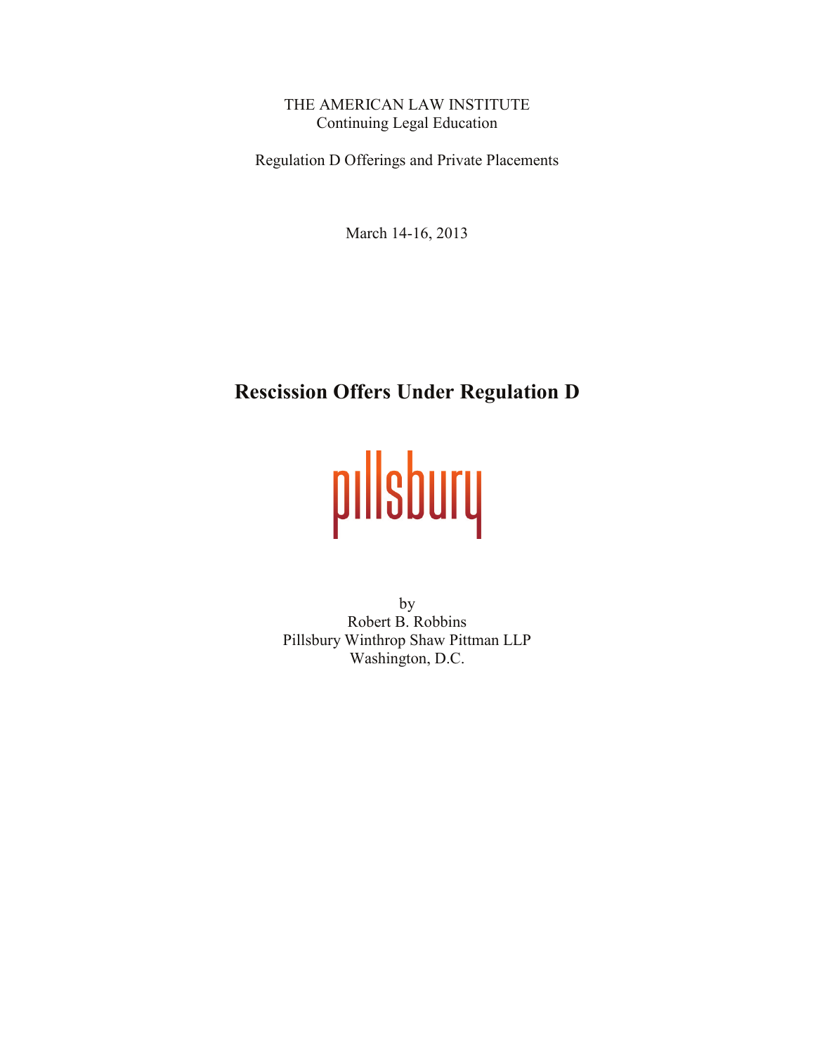THE AMERICAN LAW INSTITUTE
Continuing Legal Education

Regulation D Offerings and Private Placements

March 14-16, 2013

# Rescission Offers Under Regulation D

pillsbury

by
Robert B. Robbins
Pillsbury Winthrop Shaw Pittman LLP
Washington, D.C.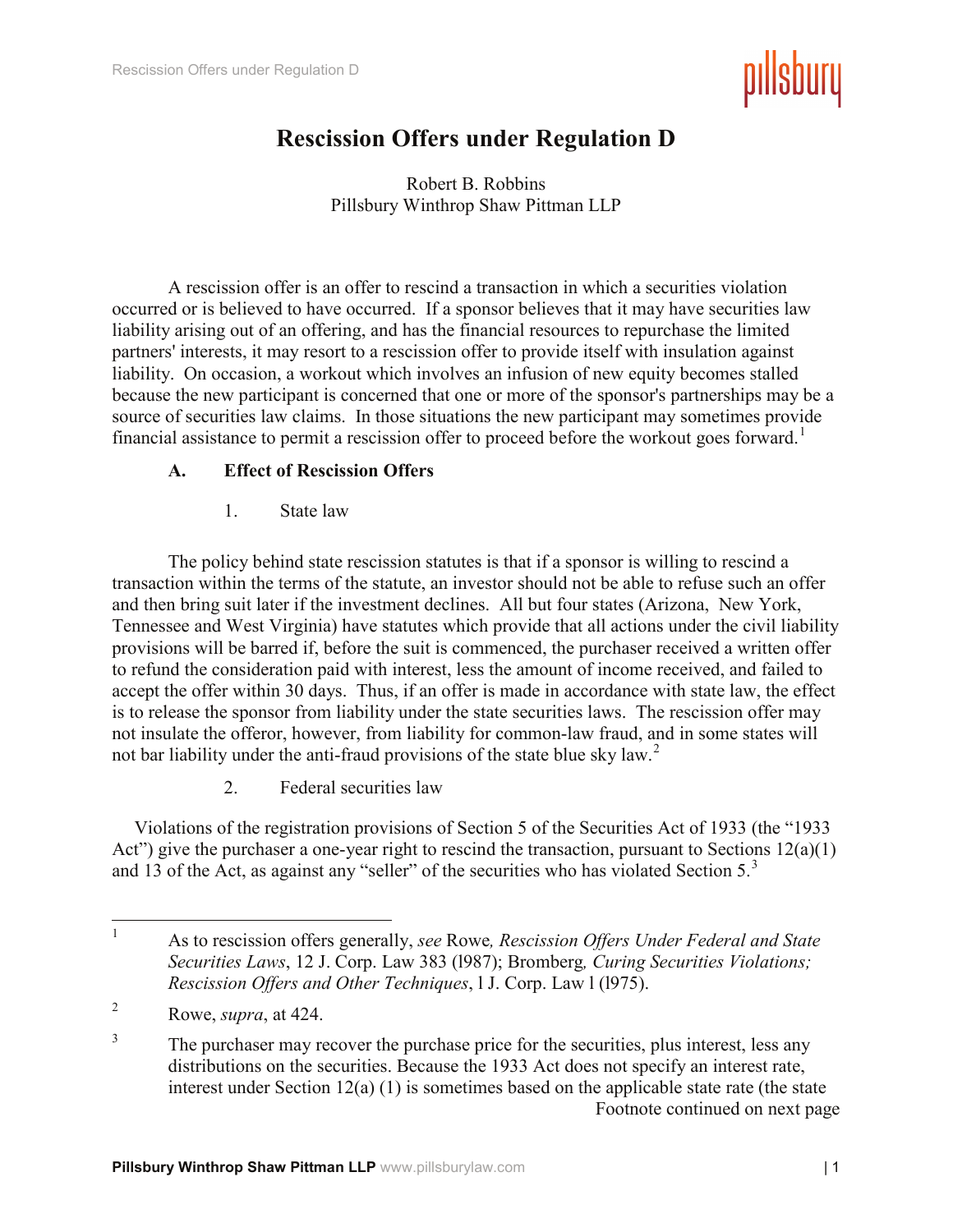# Rescission Offers under Regulation D

Robert B. Robbins
Pillsbury Winthrop Shaw Pittman LLP

A rescission offer is an offer to rescind a transaction in which a securities violation occurred or is believed to have occurred. If a sponsor believes that it may have securities law liability arising out of an offering, and has the financial resources to repurchase the limited partners' interests, it may resort to a rescission offer to provide itself with insulation against liability. On occasion, a workout which involves an infusion of new equity becomes stalled because the new participant is concerned that one or more of the sponsor's partnerships may be a source of securities law claims. In those situations the new participant may sometimes provide financial assistance to permit a rescission offer to proceed before the workout goes forward.[1]

## A. Effect of Rescission Offers

### 1. State law

The policy behind state rescission statutes is that if a sponsor is willing to rescind a transaction within the terms of the statute, an investor should not be able to refuse such an offer and then bring suit later if the investment declines. All but four states (Arizona, New York, Tennessee and West Virginia) have statutes which provide that all actions under the civil liability provisions will be barred if, before the suit is commenced, the purchaser received a written offer to refund the consideration paid with interest, less the amount of income received, and failed to accept the offer within 30 days. Thus, if an offer is made in accordance with state law, the effect is to release the sponsor from liability under the state securities laws. The rescission offer may not insulate the offeror, however, from liability for common-law fraud, and in some states will not bar liability under the anti-fraud provisions of the state blue sky law.[2]

### 2. Federal securities law

Violations of the registration provisions of Section 5 of the Securities Act of 1933 (the "1933 Act") give the purchaser a one-year right to rescind the transaction, pursuant to Sections 12(a)(1) and 13 of the Act, as against any "seller" of the securities who has violated Section 5.[3]

---

[1] As to rescission offers generally, *see* Rowe*, Rescission Offers Under Federal and State Securities Laws*, 12 J. Corp. Law 383 (1987); Bromberg*, Curing Securities Violations; Rescission Offers and Other Techniques*, 1 J. Corp. Law 1 (1975).

[2] Rowe, *supra*, at 424.

[3] The purchaser may recover the purchase price for the securities, plus interest, less any distributions on the securities. Because the 1933 Act does not specify an interest rate, interest under Section 12(a) (1) is sometimes based on the applicable state rate (the state

Footnote continued on next page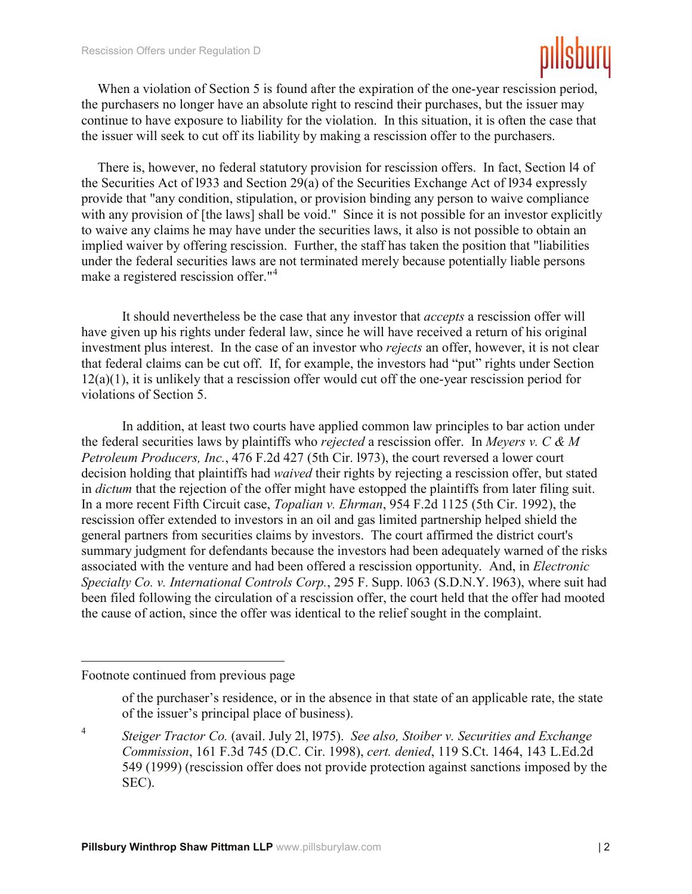When a violation of Section 5 is found after the expiration of the one-year rescission period, the purchasers no longer have an absolute right to rescind their purchases, but the issuer may continue to have exposure to liability for the violation. In this situation, it is often the case that the issuer will seek to cut off its liability by making a rescission offer to the purchasers.

There is, however, no federal statutory provision for rescission offers. In fact, Section 14 of the Securities Act of 1933 and Section 29(a) of the Securities Exchange Act of 1934 expressly provide that "any condition, stipulation, or provision binding any person to waive compliance with any provision of [the laws] shall be void." Since it is not possible for an investor explicitly to waive any claims he may have under the securities laws, it also is not possible to obtain an implied waiver by offering rescission. Further, the staff has taken the position that "liabilities under the federal securities laws are not terminated merely because potentially liable persons make a registered rescission offer."[4]

It should nevertheless be the case that any investor that *accepts* a rescission offer will have given up his rights under federal law, since he will have received a return of his original investment plus interest. In the case of an investor who *rejects* an offer, however, it is not clear that federal claims can be cut off. If, for example, the investors had "put" rights under Section 12(a)(1), it is unlikely that a rescission offer would cut off the one-year rescission period for violations of Section 5.

In addition, at least two courts have applied common law principles to bar action under the federal securities laws by plaintiffs who *rejected* a rescission offer. In *Meyers v. C & M Petroleum Producers, Inc.*, 476 F.2d 427 (5th Cir. 1973), the court reversed a lower court decision holding that plaintiffs had *waived* their rights by rejecting a rescission offer, but stated in *dictum* that the rejection of the offer might have estopped the plaintiffs from later filing suit. In a more recent Fifth Circuit case, *Topalian v. Ehrman*, 954 F.2d 1125 (5th Cir. 1992), the rescission offer extended to investors in an oil and gas limited partnership helped shield the general partners from securities claims by investors. The court affirmed the district court's summary judgment for defendants because the investors had been adequately warned of the risks associated with the venture and had been offered a rescission opportunity. And, in *Electronic Specialty Co. v. International Controls Corp.*, 295 F. Supp. 1063 (S.D.N.Y. 1963), where suit had been filed following the circulation of a rescission offer, the court held that the offer had mooted the cause of action, since the offer was identical to the relief sought in the complaint.

---

Footnote continued from previous page

of the purchaser's residence, or in the absence in that state of an applicable rate, the state of the issuer's principal place of business).

[4] *Steiger Tractor Co.* (avail. July 21, 1975). *See also, Stoiber v. Securities and Exchange Commission*, 161 F.3d 745 (D.C. Cir. 1998), *cert. denied*, 119 S.Ct. 1464, 143 L.Ed.2d 549 (1999) (rescission offer does not provide protection against sanctions imposed by the SEC).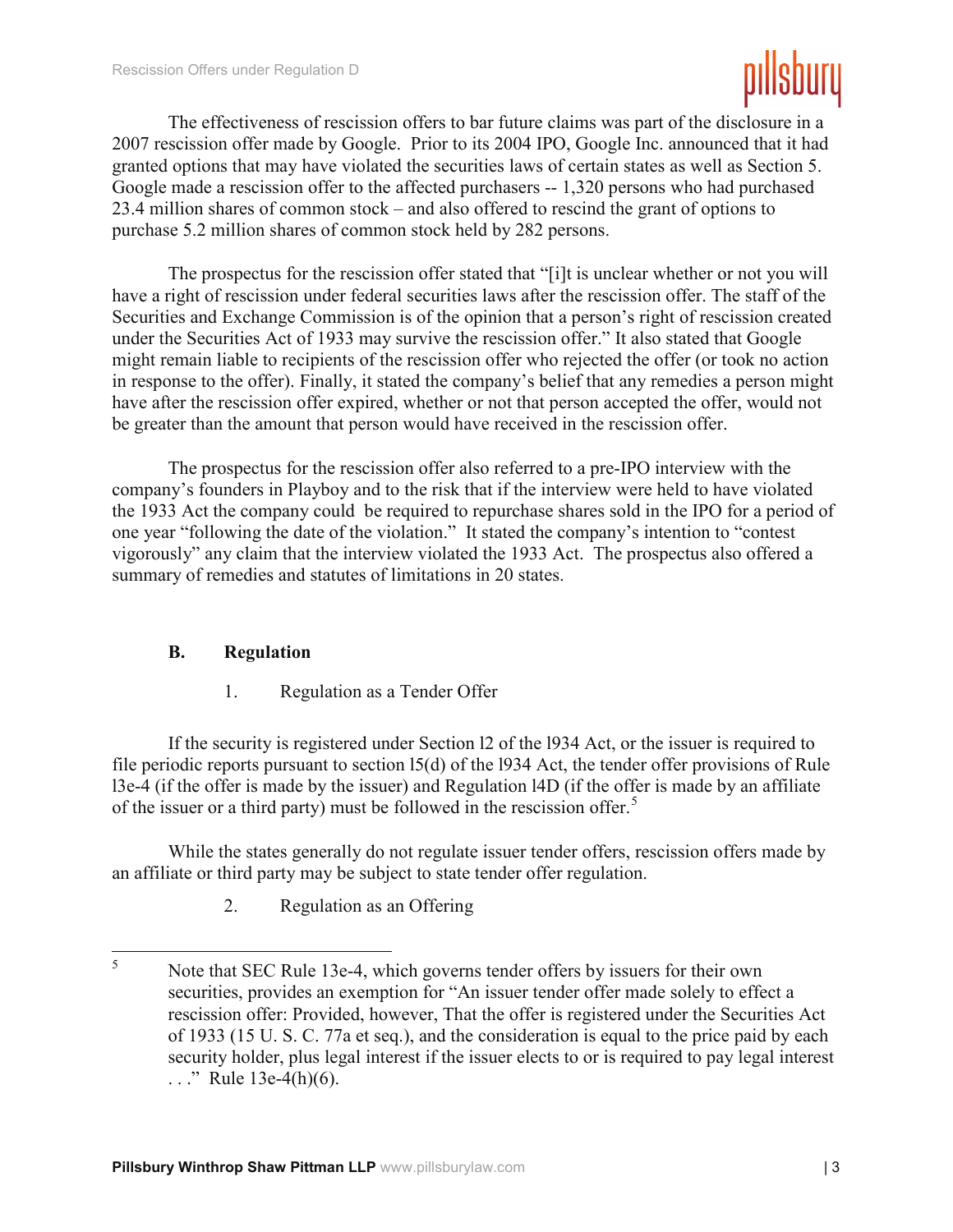The effectiveness of rescission offers to bar future claims was part of the disclosure in a 2007 rescission offer made by Google. Prior to its 2004 IPO, Google Inc. announced that it had granted options that may have violated the securities laws of certain states as well as Section 5. Google made a rescission offer to the affected purchasers -- 1,320 persons who had purchased 23.4 million shares of common stock – and also offered to rescind the grant of options to purchase 5.2 million shares of common stock held by 282 persons.

The prospectus for the rescission offer stated that "[i]t is unclear whether or not you will have a right of rescission under federal securities laws after the rescission offer. The staff of the Securities and Exchange Commission is of the opinion that a person's right of rescission created under the Securities Act of 1933 may survive the rescission offer." It also stated that Google might remain liable to recipients of the rescission offer who rejected the offer (or took no action in response to the offer). Finally, it stated the company's belief that any remedies a person might have after the rescission offer expired, whether or not that person accepted the offer, would not be greater than the amount that person would have received in the rescission offer.

The prospectus for the rescission offer also referred to a pre-IPO interview with the company's founders in Playboy and to the risk that if the interview were held to have violated the 1933 Act the company could be required to repurchase shares sold in the IPO for a period of one year "following the date of the violation." It stated the company's intention to "contest vigorously" any claim that the interview violated the 1933 Act. The prospectus also offered a summary of remedies and statutes of limitations in 20 states.

### B. Regulation

#### 1. Regulation as a Tender Offer

If the security is registered under Section l2 of the l934 Act, or the issuer is required to file periodic reports pursuant to section l5(d) of the l934 Act, the tender offer provisions of Rule l3e-4 (if the offer is made by the issuer) and Regulation l4D (if the offer is made by an affiliate of the issuer or a third party) must be followed in the rescission offer.[5]

While the states generally do not regulate issuer tender offers, rescission offers made by an affiliate or third party may be subject to state tender offer regulation.

#### 2. Regulation as an Offering

---

[5] Note that SEC Rule 13e-4, which governs tender offers by issuers for their own securities, provides an exemption for "An issuer tender offer made solely to effect a rescission offer: Provided, however, That the offer is registered under the Securities Act of 1933 (15 U. S. C. 77a et seq.), and the consideration is equal to the price paid by each security holder, plus legal interest if the issuer elects to or is required to pay legal interest . . ." Rule 13e-4(h)(6).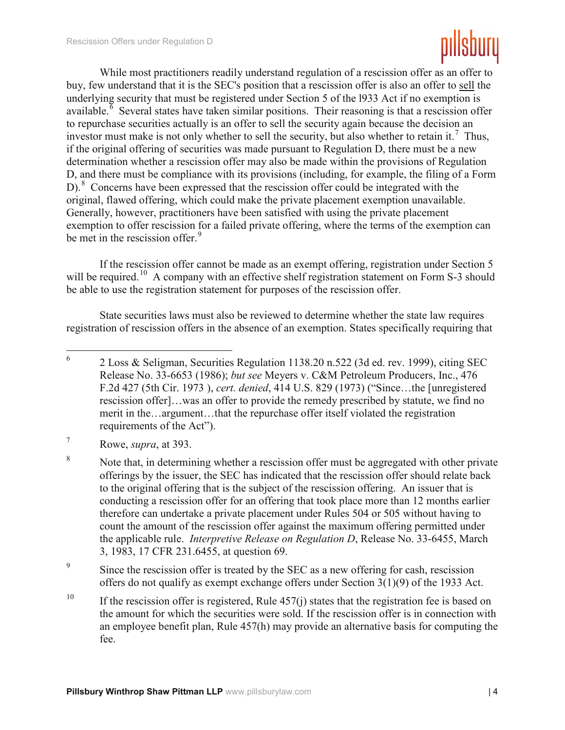While most practitioners readily understand regulation of a rescission offer as an offer to buy, few understand that it is the SEC's position that a rescission offer is also an offer to <u>sell</u> the underlying security that must be registered under Section 5 of the l933 Act if no exemption is available.[6] Several states have taken similar positions. Their reasoning is that a rescission offer to repurchase securities actually is an offer to sell the security again because the decision an investor must make is not only whether to sell the security, but also whether to retain it.[7] Thus, if the original offering of securities was made pursuant to Regulation D, there must be a new determination whether a rescission offer may also be made within the provisions of Regulation D, and there must be compliance with its provisions (including, for example, the filing of a Form D).[8] Concerns have been expressed that the rescission offer could be integrated with the original, flawed offering, which could make the private placement exemption unavailable. Generally, however, practitioners have been satisfied with using the private placement exemption to offer rescission for a failed private offering, where the terms of the exemption can be met in the rescission offer.[9]

If the rescission offer cannot be made as an exempt offering, registration under Section 5 will be required.[10] A company with an effective shelf registration statement on Form S-3 should be able to use the registration statement for purposes of the rescission offer.

State securities laws must also be reviewed to determine whether the state law requires registration of rescission offers in the absence of an exemption. States specifically requiring that

---

[6] 2 Loss & Seligman, Securities Regulation 1138.20 n.522 (3d ed. rev. 1999), citing SEC Release No. 33-6653 (1986); *but see* Meyers v. C&M Petroleum Producers, Inc., 476 F.2d 427 (5th Cir. 1973 ), *cert. denied*, 414 U.S. 829 (1973) ("Since…the [unregistered rescission offer]…was an offer to provide the remedy prescribed by statute, we find no merit in the…argument…that the repurchase offer itself violated the registration requirements of the Act").

[7] Rowe, *supra*, at 393.

[8] Note that, in determining whether a rescission offer must be aggregated with other private offerings by the issuer, the SEC has indicated that the rescission offer should relate back to the original offering that is the subject of the rescission offering. An issuer that is conducting a rescission offer for an offering that took place more than 12 months earlier therefore can undertake a private placement under Rules 504 or 505 without having to count the amount of the rescission offer against the maximum offering permitted under the applicable rule. *Interpretive Release on Regulation D*, Release No. 33-6455, March 3, 1983, 17 CFR 231.6455, at question 69.

[9] Since the rescission offer is treated by the SEC as a new offering for cash, rescission offers do not qualify as exempt exchange offers under Section 3(1)(9) of the 1933 Act.

[10] If the rescission offer is registered, Rule 457(j) states that the registration fee is based on the amount for which the securities were sold. If the rescission offer is in connection with an employee benefit plan, Rule 457(h) may provide an alternative basis for computing the fee.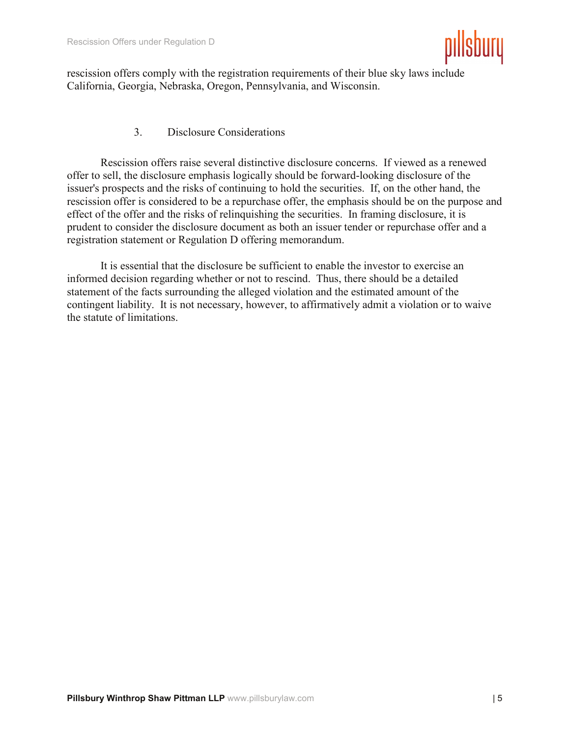rescission offers comply with the registration requirements of their blue sky laws include California, Georgia, Nebraska, Oregon, Pennsylvania, and Wisconsin.

### 3. Disclosure Considerations

Rescission offers raise several distinctive disclosure concerns. If viewed as a renewed offer to sell, the disclosure emphasis logically should be forward-looking disclosure of the issuer's prospects and the risks of continuing to hold the securities. If, on the other hand, the rescission offer is considered to be a repurchase offer, the emphasis should be on the purpose and effect of the offer and the risks of relinquishing the securities. In framing disclosure, it is prudent to consider the disclosure document as both an issuer tender or repurchase offer and a registration statement or Regulation D offering memorandum.

It is essential that the disclosure be sufficient to enable the investor to exercise an informed decision regarding whether or not to rescind. Thus, there should be a detailed statement of the facts surrounding the alleged violation and the estimated amount of the contingent liability. It is not necessary, however, to affirmatively admit a violation or to waive the statute of limitations.